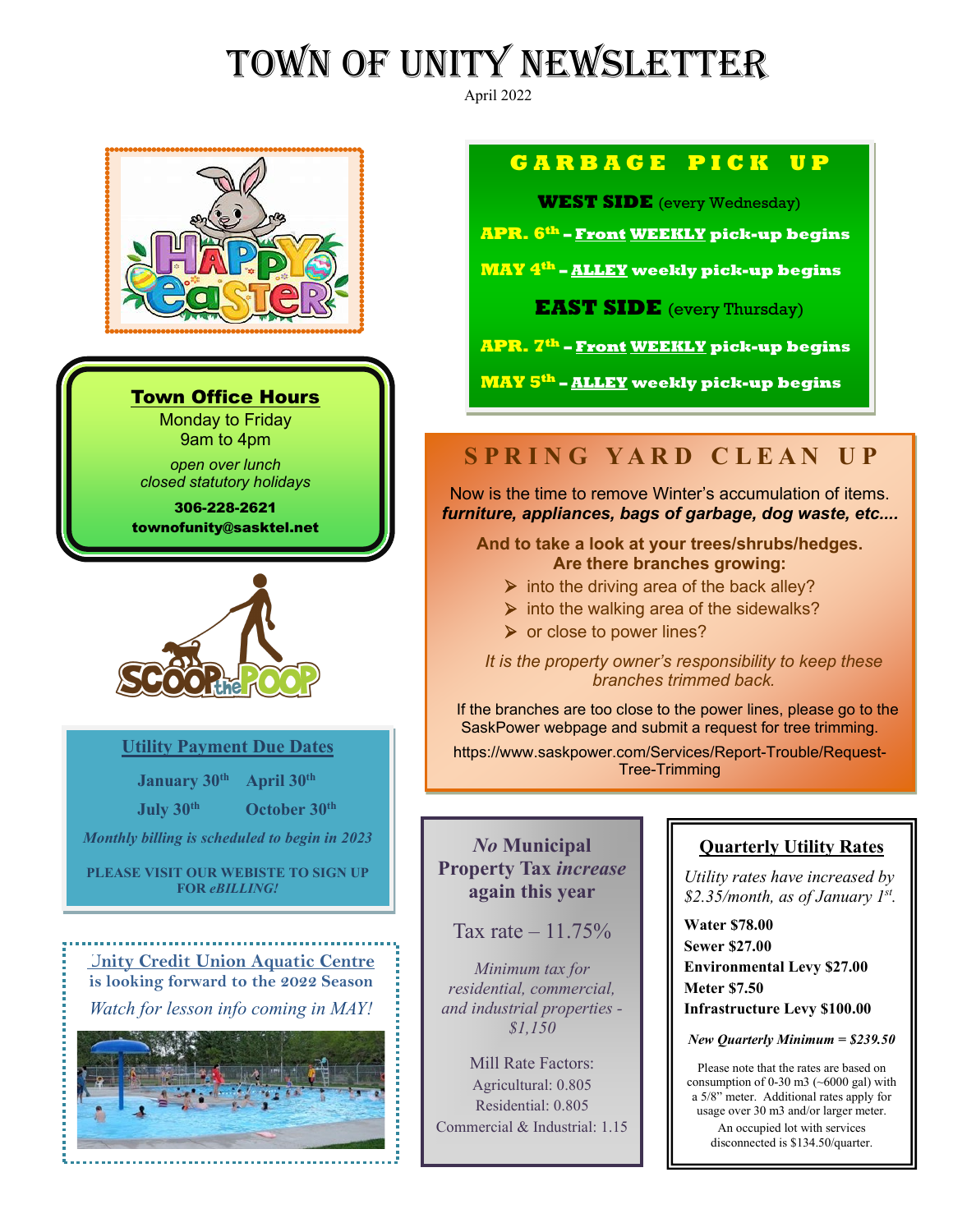# TOWN OF UNITY NEWSLETTER

April 2022

## Town Office Hours

Monday to Friday
9am to 4pm

*open over lunch*
*closed statutory holidays*

**306-228-2621**
**townofunity@sasktel.net**

## Utility Payment Due Dates

**January 30th** **April 30th**
**July 30th** **October 30th**

***Monthly billing is scheduled to begin in 2023***

**PLEASE VISIT OUR WEBISTE TO SIGN UP FOR *eBILLING!***

## Unity Credit Union Aquatic Centre

**is looking forward to the 2022 Season**

*Watch for lesson info coming in MAY!*

## GARBAGE PICK UP

**WEST SIDE** (every Wednesday)

**APR. 6th – Front WEEKLY pick-up begins**

**MAY 4th – ALLEY weekly pick-up begins**

**EAST SIDE** (every Thursday)

**APR. 7th – Front WEEKLY pick-up begins**

**MAY 5th – ALLEY weekly pick-up begins**

## SPRING YARD CLEAN UP

Now is the time to remove Winter's accumulation of items.
***furniture, appliances, bags of garbage, dog waste, etc....***

**And to take a look at your trees/shrubs/hedges.**
**Are there branches growing:**

- into the driving area of the back alley?
- into the walking area of the sidewalks?
- or close to power lines?

*It is the property owner's responsibility to keep these branches trimmed back.*

If the branches are too close to the power lines, please go to the SaskPower webpage and submit a request for tree trimming.

https://www.saskpower.com/Services/Report-Trouble/Request-Tree-Trimming

## *No* Municipal Property Tax *increase* again this year

Tax rate – 11.75%

*Minimum tax for residential, commercial, and industrial properties - $1,150*

Mill Rate Factors:
Agricultural: 0.805
Residential: 0.805
Commercial & Industrial: 1.15

## Quarterly Utility Rates

*Utility rates have increased by $2.35/month, as of January 1st.*

**Water $78.00**
**Sewer $27.00**
**Environmental Levy $27.00**
**Meter $7.50**
**Infrastructure Levy $100.00**

***New Quarterly Minimum = $239.50***

Please note that the rates are based on consumption of 0-30 m3 (~6000 gal) with a 5/8" meter. Additional rates apply for usage over 30 m3 and/or larger meter.

An occupied lot with services disconnected is $134.50/quarter.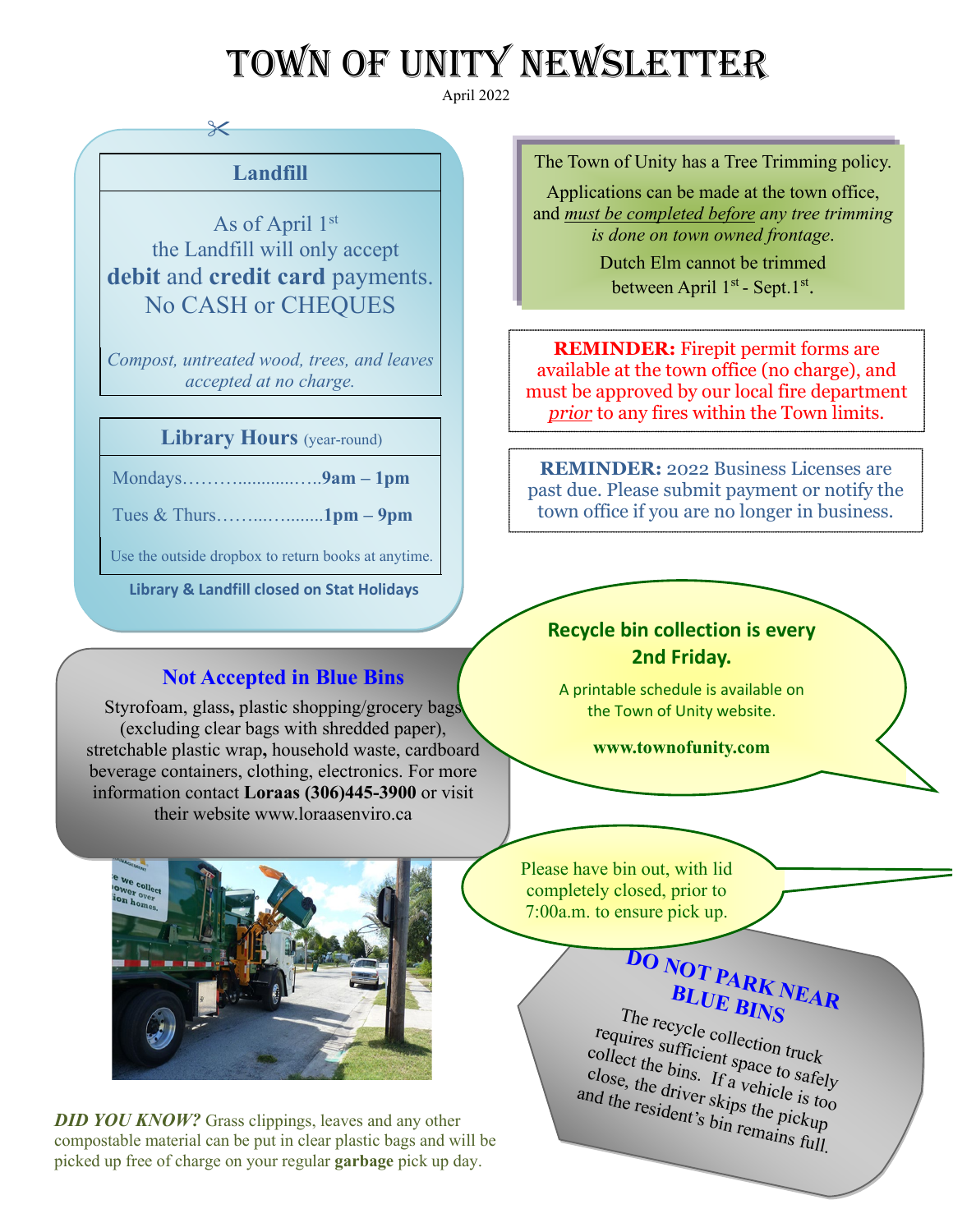# Town of Unity Newsletter

April 2022

### Landfill

As of April 1st the Landfill will only accept **debit** and **credit card** payments. No CASH or CHEQUES

*Compost, untreated wood, trees, and leaves accepted at no charge.*

### Library Hours (year-round)

Mondays……………………..**9am – 1pm**

Tues & Thurs……………..**1pm – 9pm**

Use the outside dropbox to return books at anytime.

**Library & Landfill closed on Stat Holidays**

The Town of Unity has a Tree Trimming policy.

Applications can be made at the town office, and *__must be completed before__ any tree trimming is done on town owned frontage*.

Dutch Elm cannot be trimmed between April 1st - Sept.1st.

**REMINDER:** Firepit permit forms are available at the town office (no charge), and must be approved by our local fire department *__prior__* to any fires within the Town limits.

**REMINDER:** 2022 Business Licenses are past due. Please submit payment or notify the town office if you are no longer in business.

### Not Accepted in Blue Bins

Styrofoam, glass, plastic shopping/grocery bags (excluding clear bags with shredded paper), stretchable plastic wrap, household waste, cardboard beverage containers, clothing, electronics. For more information contact **Loraas (306)445-3900** or visit their website www.loraasenviro.ca

**Recycle bin collection is every 2nd Friday.**

A printable schedule is available on the Town of Unity website.

**www.townofunity.com**

Please have bin out, with lid completely closed, prior to 7:00a.m. to ensure pick up.

**DO NOT PARK NEAR BLUE BINS**

The recycle collection truck requires sufficient space to safely collect the bins. If a vehicle is too close, the driver skips the pickup and the resident's bin remains full.

***DID YOU KNOW?*** Grass clippings, leaves and any other compostable material can be put in clear plastic bags and will be picked up free of charge on your regular **garbage** pick up day.